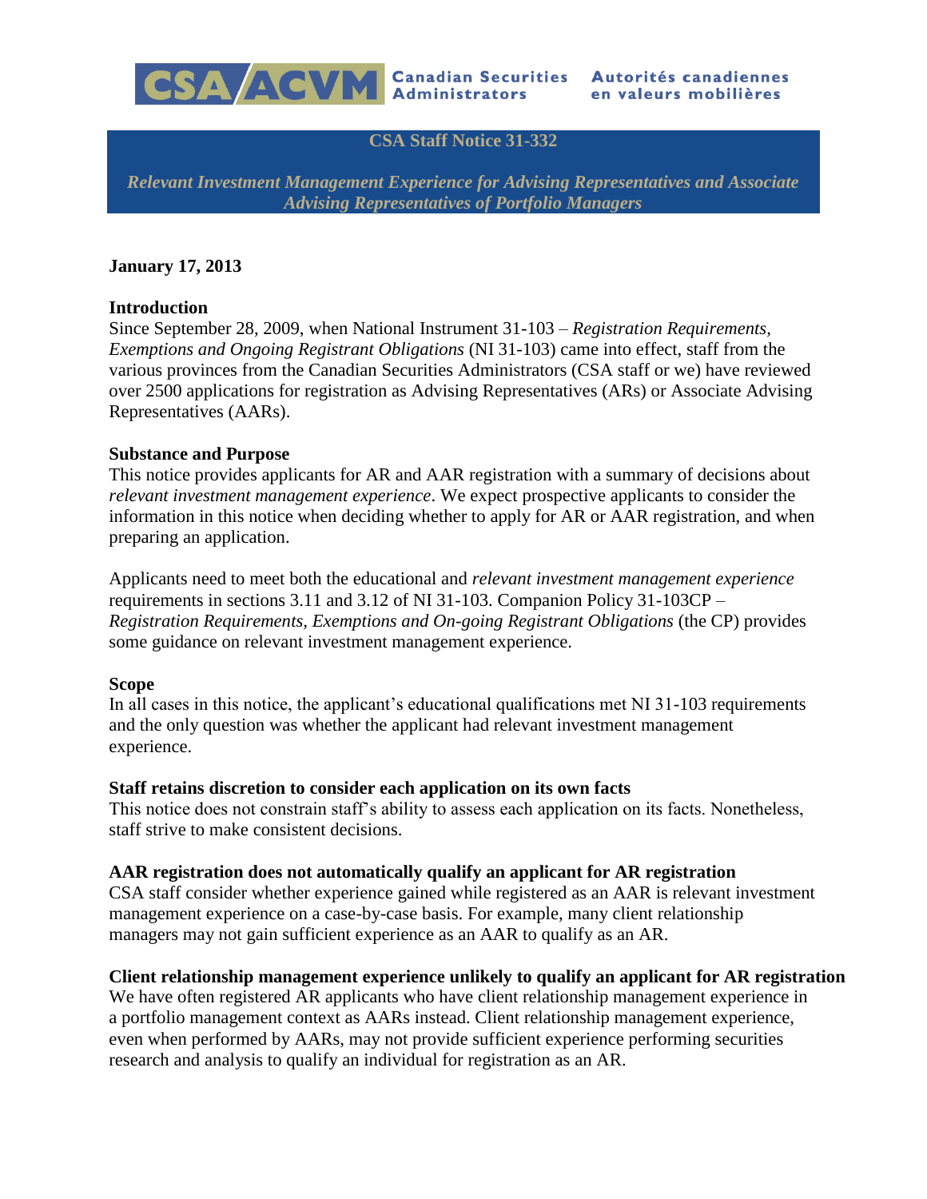CSA/ACVM Canadian Securities Administrators Autorités canadiennes en valeurs mobilières

# CSA Staff Notice 31-332

## *Relevant Investment Management Experience for Advising Representatives and Associate Advising Representatives of Portfolio Managers*

**January 17, 2013**

**Introduction**

Since September 28, 2009, when National Instrument 31-103 – *Registration Requirements, Exemptions and Ongoing Registrant Obligations* (NI 31-103) came into effect, staff from the various provinces from the Canadian Securities Administrators (CSA staff or we) have reviewed over 2500 applications for registration as Advising Representatives (ARs) or Associate Advising Representatives (AARs).

**Substance and Purpose**

This notice provides applicants for AR and AAR registration with a summary of decisions about *relevant investment management experience*. We expect prospective applicants to consider the information in this notice when deciding whether to apply for AR or AAR registration, and when preparing an application.

Applicants need to meet both the educational and *relevant investment management experience* requirements in sections 3.11 and 3.12 of NI 31-103. Companion Policy 31-103CP – *Registration Requirements, Exemptions and On-going Registrant Obligations* (the CP) provides some guidance on relevant investment management experience.

**Scope**

In all cases in this notice, the applicant's educational qualifications met NI 31-103 requirements and the only question was whether the applicant had relevant investment management experience.

**Staff retains discretion to consider each application on its own facts**

This notice does not constrain staff's ability to assess each application on its facts. Nonetheless, staff strive to make consistent decisions.

**AAR registration does not automatically qualify an applicant for AR registration**

CSA staff consider whether experience gained while registered as an AAR is relevant investment management experience on a case-by-case basis. For example, many client relationship managers may not gain sufficient experience as an AAR to qualify as an AR.

**Client relationship management experience unlikely to qualify an applicant for AR registration**

We have often registered AR applicants who have client relationship management experience in a portfolio management context as AARs instead. Client relationship management experience, even when performed by AARs, may not provide sufficient experience performing securities research and analysis to qualify an individual for registration as an AR.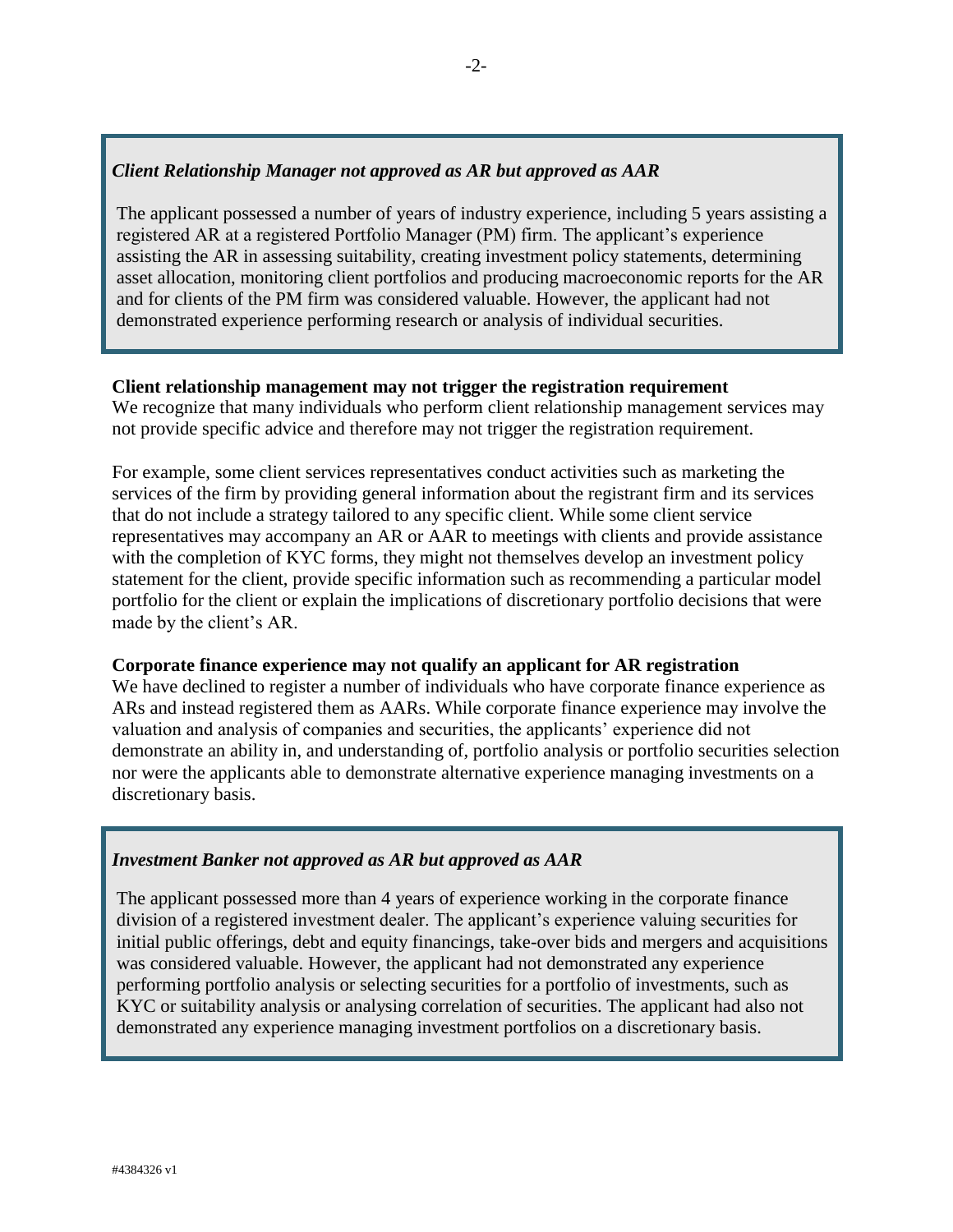*Client Relationship Manager not approved as AR but approved as AAR*

The applicant possessed a number of years of industry experience, including 5 years assisting a registered AR at a registered Portfolio Manager (PM) firm. The applicant's experience assisting the AR in assessing suitability, creating investment policy statements, determining asset allocation, monitoring client portfolios and producing macroeconomic reports for the AR and for clients of the PM firm was considered valuable. However, the applicant had not demonstrated experience performing research or analysis of individual securities.

**Client relationship management may not trigger the registration requirement**

We recognize that many individuals who perform client relationship management services may not provide specific advice and therefore may not trigger the registration requirement.

For example, some client services representatives conduct activities such as marketing the services of the firm by providing general information about the registrant firm and its services that do not include a strategy tailored to any specific client. While some client service representatives may accompany an AR or AAR to meetings with clients and provide assistance with the completion of KYC forms, they might not themselves develop an investment policy statement for the client, provide specific information such as recommending a particular model portfolio for the client or explain the implications of discretionary portfolio decisions that were made by the client's AR.

**Corporate finance experience may not qualify an applicant for AR registration**

We have declined to register a number of individuals who have corporate finance experience as ARs and instead registered them as AARs. While corporate finance experience may involve the valuation and analysis of companies and securities, the applicants' experience did not demonstrate an ability in, and understanding of, portfolio analysis or portfolio securities selection nor were the applicants able to demonstrate alternative experience managing investments on a discretionary basis.

*Investment Banker not approved as AR but approved as AAR*

The applicant possessed more than 4 years of experience working in the corporate finance division of a registered investment dealer. The applicant's experience valuing securities for initial public offerings, debt and equity financings, take-over bids and mergers and acquisitions was considered valuable. However, the applicant had not demonstrated any experience performing portfolio analysis or selecting securities for a portfolio of investments, such as KYC or suitability analysis or analysing correlation of securities. The applicant had also not demonstrated any experience managing investment portfolios on a discretionary basis.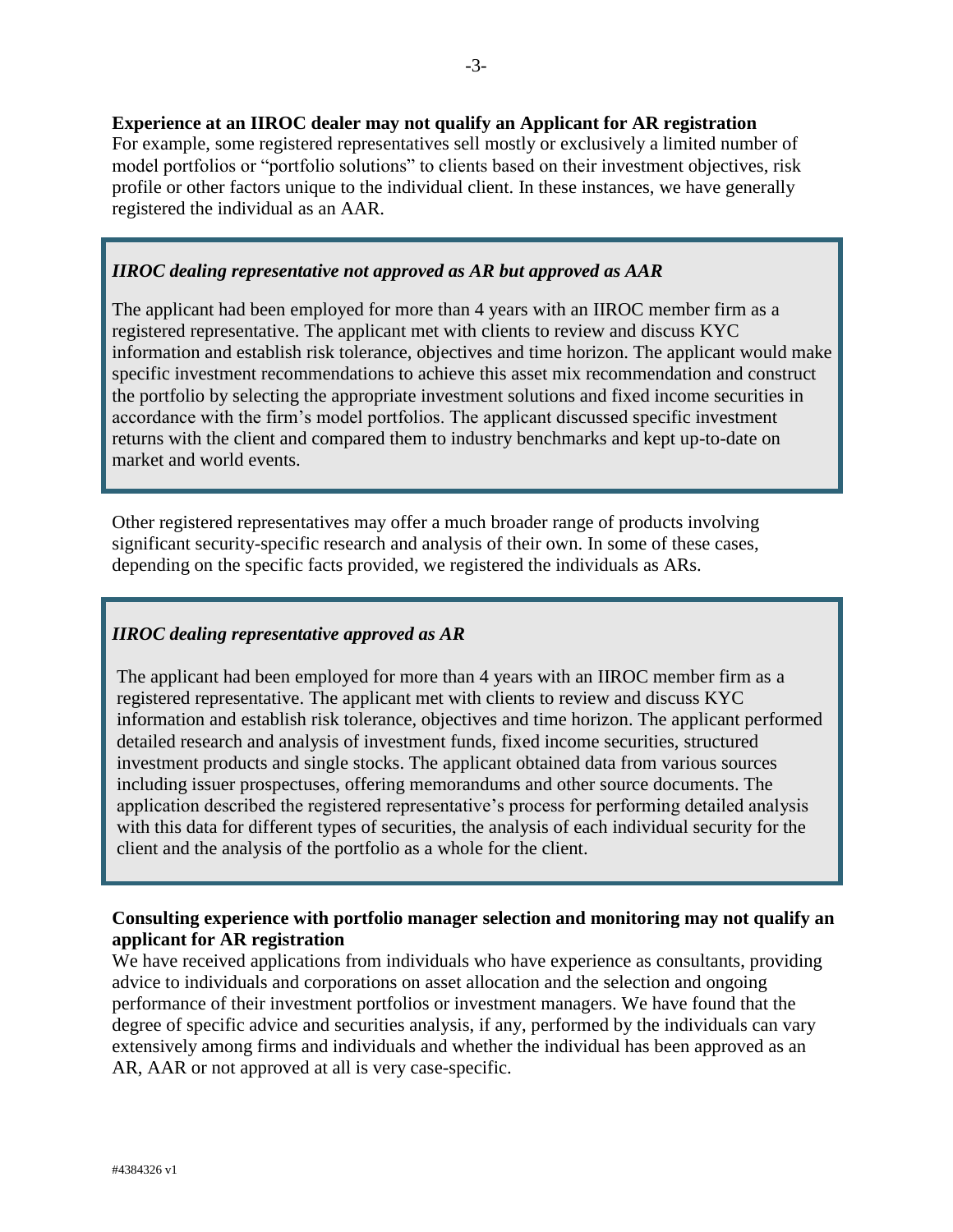**Experience at an IIROC dealer may not qualify an Applicant for AR registration**

For example, some registered representatives sell mostly or exclusively a limited number of model portfolios or "portfolio solutions" to clients based on their investment objectives, risk profile or other factors unique to the individual client. In these instances, we have generally registered the individual as an AAR.

> ***IIROC dealing representative not approved as AR but approved as AAR***
>
> The applicant had been employed for more than 4 years with an IIROC member firm as a registered representative. The applicant met with clients to review and discuss KYC information and establish risk tolerance, objectives and time horizon. The applicant would make specific investment recommendations to achieve this asset mix recommendation and construct the portfolio by selecting the appropriate investment solutions and fixed income securities in accordance with the firm's model portfolios. The applicant discussed specific investment returns with the client and compared them to industry benchmarks and kept up-to-date on market and world events.

Other registered representatives may offer a much broader range of products involving significant security-specific research and analysis of their own. In some of these cases, depending on the specific facts provided, we registered the individuals as ARs.

> ***IIROC dealing representative approved as AR***
>
> The applicant had been employed for more than 4 years with an IIROC member firm as a registered representative. The applicant met with clients to review and discuss KYC information and establish risk tolerance, objectives and time horizon. The applicant performed detailed research and analysis of investment funds, fixed income securities, structured investment products and single stocks. The applicant obtained data from various sources including issuer prospectuses, offering memorandums and other source documents. The application described the registered representative's process for performing detailed analysis with this data for different types of securities, the analysis of each individual security for the client and the analysis of the portfolio as a whole for the client.

**Consulting experience with portfolio manager selection and monitoring may not qualify an applicant for AR registration**

We have received applications from individuals who have experience as consultants, providing advice to individuals and corporations on asset allocation and the selection and ongoing performance of their investment portfolios or investment managers. We have found that the degree of specific advice and securities analysis, if any, performed by the individuals can vary extensively among firms and individuals and whether the individual has been approved as an AR, AAR or not approved at all is very case-specific.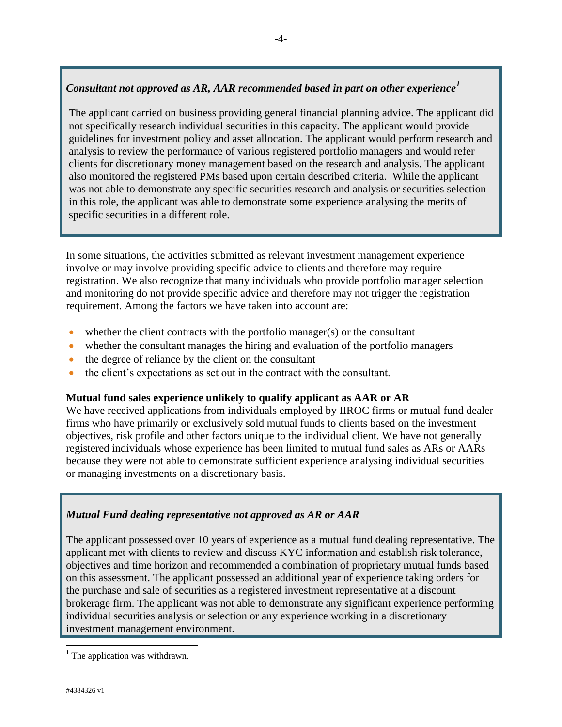*Consultant not approved as AR, AAR recommended based in part on other experience*[1]

The applicant carried on business providing general financial planning advice. The applicant did not specifically research individual securities in this capacity. The applicant would provide guidelines for investment policy and asset allocation. The applicant would perform research and analysis to review the performance of various registered portfolio managers and would refer clients for discretionary money management based on the research and analysis. The applicant also monitored the registered PMs based upon certain described criteria. While the applicant was not able to demonstrate any specific securities research and analysis or securities selection in this role, the applicant was able to demonstrate some experience analysing the merits of specific securities in a different role.

In some situations, the activities submitted as relevant investment management experience involve or may involve providing specific advice to clients and therefore may require registration. We also recognize that many individuals who provide portfolio manager selection and monitoring do not provide specific advice and therefore may not trigger the registration requirement. Among the factors we have taken into account are:

- whether the client contracts with the portfolio manager(s) or the consultant
- whether the consultant manages the hiring and evaluation of the portfolio managers
- the degree of reliance by the client on the consultant
- the client's expectations as set out in the contract with the consultant.

**Mutual fund sales experience unlikely to qualify applicant as AAR or AR**

We have received applications from individuals employed by IIROC firms or mutual fund dealer firms who have primarily or exclusively sold mutual funds to clients based on the investment objectives, risk profile and other factors unique to the individual client. We have not generally registered individuals whose experience has been limited to mutual fund sales as ARs or AARs because they were not able to demonstrate sufficient experience analysing individual securities or managing investments on a discretionary basis.

*Mutual Fund dealing representative not approved as AR or AAR*

The applicant possessed over 10 years of experience as a mutual fund dealing representative. The applicant met with clients to review and discuss KYC information and establish risk tolerance, objectives and time horizon and recommended a combination of proprietary mutual funds based on this assessment. The applicant possessed an additional year of experience taking orders for the purchase and sale of securities as a registered investment representative at a discount brokerage firm. The applicant was not able to demonstrate any significant experience performing individual securities analysis or selection or any experience working in a discretionary investment management environment.

[1] The application was withdrawn.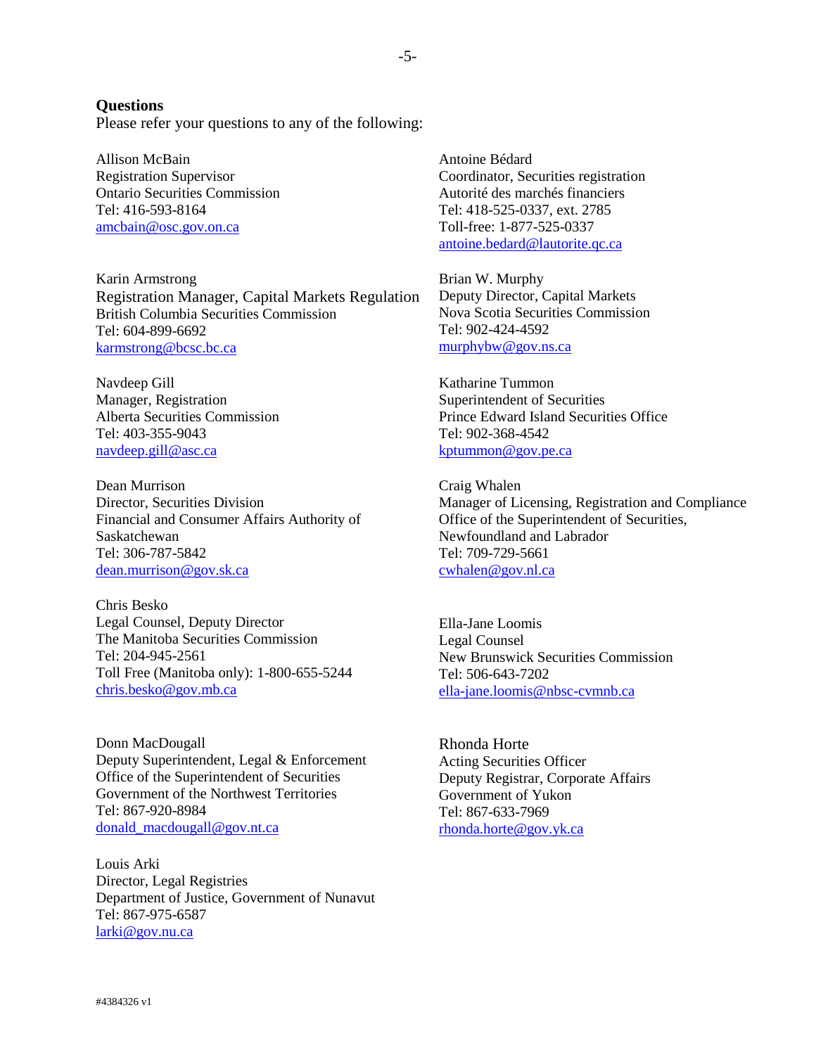**Questions**
Please refer your questions to any of the following:

Allison McBain
Registration Supervisor
Ontario Securities Commission
Tel: 416-593-8164
amcbain@osc.gov.on.ca

Antoine Bédard
Coordinator, Securities registration
Autorité des marchés financiers
Tel: 418-525-0337, ext. 2785
Toll-free: 1-877-525-0337
antoine.bedard@lautorite.qc.ca

Karin Armstrong
Registration Manager, Capital Markets Regulation
British Columbia Securities Commission
Tel: 604-899-6692
karmstrong@bcsc.bc.ca

Brian W. Murphy
Deputy Director, Capital Markets
Nova Scotia Securities Commission
Tel: 902-424-4592
murphybw@gov.ns.ca

Navdeep Gill
Manager, Registration
Alberta Securities Commission
Tel: 403-355-9043
navdeep.gill@asc.ca

Katharine Tummon
Superintendent of Securities
Prince Edward Island Securities Office
Tel: 902-368-4542
kptummon@gov.pe.ca

Dean Murrison
Director, Securities Division
Financial and Consumer Affairs Authority of Saskatchewan
Tel: 306-787-5842
dean.murrison@gov.sk.ca

Craig Whalen
Manager of Licensing, Registration and Compliance
Office of the Superintendent of Securities, Newfoundland and Labrador
Tel: 709-729-5661
cwhalen@gov.nl.ca

Chris Besko
Legal Counsel, Deputy Director
The Manitoba Securities Commission
Tel: 204-945-2561
Toll Free (Manitoba only): 1-800-655-5244
chris.besko@gov.mb.ca

Ella-Jane Loomis
Legal Counsel
New Brunswick Securities Commission
Tel: 506-643-7202
ella-jane.loomis@nbsc-cvmnb.ca

Donn MacDougall
Deputy Superintendent, Legal & Enforcement
Office of the Superintendent of Securities
Government of the Northwest Territories
Tel: 867-920-8984
donald_macdougall@gov.nt.ca

Rhonda Horte
Acting Securities Officer
Deputy Registrar, Corporate Affairs
Government of Yukon
Tel: 867-633-7969
rhonda.horte@gov.yk.ca

Louis Arki
Director, Legal Registries
Department of Justice, Government of Nunavut
Tel: 867-975-6587
larki@gov.nu.ca

#4384326 v1